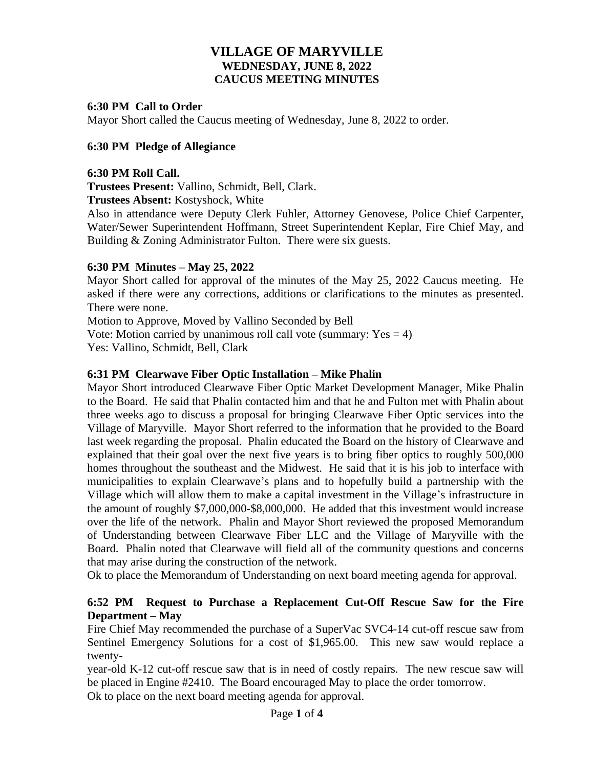# VILLAGE OF MARYVILLE
## WEDNESDAY, JUNE 8, 2022
## CAUCUS MEETING MINUTES

**6:30 PM Call to Order**
Mayor Short called the Caucus meeting of Wednesday, June 8, 2022 to order.

**6:30 PM Pledge of Allegiance**

**6:30 PM Roll Call.**
**Trustees Present:** Vallino, Schmidt, Bell, Clark.
**Trustees Absent:** Kostyshock, White
Also in attendance were Deputy Clerk Fuhler, Attorney Genovese, Police Chief Carpenter, Water/Sewer Superintendent Hoffmann, Street Superintendent Keplar, Fire Chief May, and Building & Zoning Administrator Fulton. There were six guests.

**6:30 PM Minutes – May 25, 2022**
Mayor Short called for approval of the minutes of the May 25, 2022 Caucus meeting. He asked if there were any corrections, additions or clarifications to the minutes as presented. There were none.
Motion to Approve, Moved by Vallino Seconded by Bell
Vote: Motion carried by unanimous roll call vote (summary: Yes = 4)
Yes: Vallino, Schmidt, Bell, Clark

**6:31 PM Clearwave Fiber Optic Installation – Mike Phalin**
Mayor Short introduced Clearwave Fiber Optic Market Development Manager, Mike Phalin to the Board. He said that Phalin contacted him and that he and Fulton met with Phalin about three weeks ago to discuss a proposal for bringing Clearwave Fiber Optic services into the Village of Maryville. Mayor Short referred to the information that he provided to the Board last week regarding the proposal. Phalin educated the Board on the history of Clearwave and explained that their goal over the next five years is to bring fiber optics to roughly 500,000 homes throughout the southeast and the Midwest. He said that it is his job to interface with municipalities to explain Clearwave's plans and to hopefully build a partnership with the Village which will allow them to make a capital investment in the Village's infrastructure in the amount of roughly $7,000,000-$8,000,000. He added that this investment would increase over the life of the network. Phalin and Mayor Short reviewed the proposed Memorandum of Understanding between Clearwave Fiber LLC and the Village of Maryville with the Board. Phalin noted that Clearwave will field all of the community questions and concerns that may arise during the construction of the network.
Ok to place the Memorandum of Understanding on next board meeting agenda for approval.

**6:52 PM Request to Purchase a Replacement Cut-Off Rescue Saw for the Fire Department – May**
Fire Chief May recommended the purchase of a SuperVac SVC4-14 cut-off rescue saw from Sentinel Emergency Solutions for a cost of $1,965.00. This new saw would replace a twenty-year-old K-12 cut-off rescue saw that is in need of costly repairs. The new rescue saw will be placed in Engine #2410. The Board encouraged May to place the order tomorrow.
Ok to place on the next board meeting agenda for approval.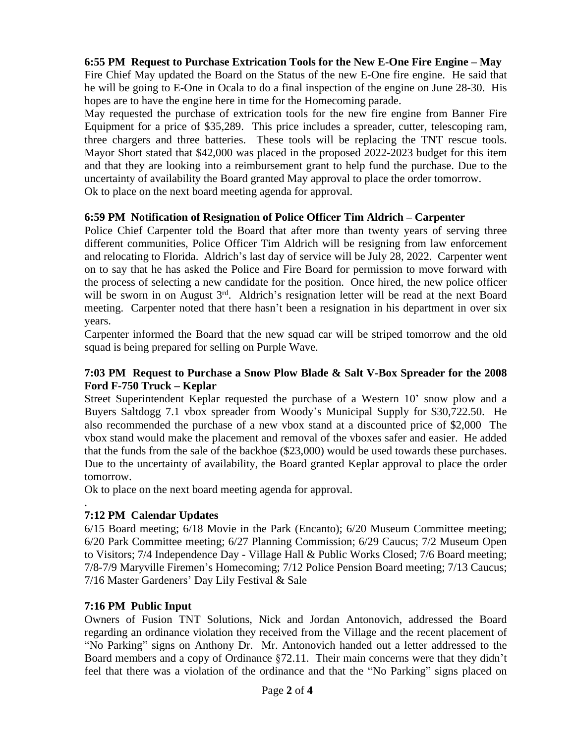**6:55 PM Request to Purchase Extrication Tools for the New E-One Fire Engine – May**

Fire Chief May updated the Board on the Status of the new E-One fire engine. He said that he will be going to E-One in Ocala to do a final inspection of the engine on June 28-30. His hopes are to have the engine here in time for the Homecoming parade.

May requested the purchase of extrication tools for the new fire engine from Banner Fire Equipment for a price of $35,289. This price includes a spreader, cutter, telescoping ram, three chargers and three batteries. These tools will be replacing the TNT rescue tools. Mayor Short stated that $42,000 was placed in the proposed 2022-2023 budget for this item and that they are looking into a reimbursement grant to help fund the purchase. Due to the uncertainty of availability the Board granted May approval to place the order tomorrow.

Ok to place on the next board meeting agenda for approval.

**6:59 PM Notification of Resignation of Police Officer Tim Aldrich – Carpenter**

Police Chief Carpenter told the Board that after more than twenty years of serving three different communities, Police Officer Tim Aldrich will be resigning from law enforcement and relocating to Florida. Aldrich's last day of service will be July 28, 2022. Carpenter went on to say that he has asked the Police and Fire Board for permission to move forward with the process of selecting a new candidate for the position. Once hired, the new police officer will be sworn in on August 3rd. Aldrich's resignation letter will be read at the next Board meeting. Carpenter noted that there hasn't been a resignation in his department in over six years.

Carpenter informed the Board that the new squad car will be striped tomorrow and the old squad is being prepared for selling on Purple Wave.

**7:03 PM Request to Purchase a Snow Plow Blade & Salt V-Box Spreader for the 2008 Ford F-750 Truck – Keplar**

Street Superintendent Keplar requested the purchase of a Western 10' snow plow and a Buyers Saltdogg 7.1 vbox spreader from Woody's Municipal Supply for $30,722.50. He also recommended the purchase of a new vbox stand at a discounted price of $2,000 The vbox stand would make the placement and removal of the vboxes safer and easier. He added that the funds from the sale of the backhoe ($23,000) would be used towards these purchases. Due to the uncertainty of availability, the Board granted Keplar approval to place the order tomorrow.

Ok to place on the next board meeting agenda for approval.

.

**7:12 PM Calendar Updates**

6/15 Board meeting; 6/18 Movie in the Park (Encanto); 6/20 Museum Committee meeting; 6/20 Park Committee meeting; 6/27 Planning Commission; 6/29 Caucus; 7/2 Museum Open to Visitors; 7/4 Independence Day - Village Hall & Public Works Closed; 7/6 Board meeting; 7/8-7/9 Maryville Firemen's Homecoming; 7/12 Police Pension Board meeting; 7/13 Caucus; 7/16 Master Gardeners' Day Lily Festival & Sale

**7:16 PM Public Input**

Owners of Fusion TNT Solutions, Nick and Jordan Antonovich, addressed the Board regarding an ordinance violation they received from the Village and the recent placement of "No Parking" signs on Anthony Dr. Mr. Antonovich handed out a letter addressed to the Board members and a copy of Ordinance §72.11. Their main concerns were that they didn't feel that there was a violation of the ordinance and that the "No Parking" signs placed on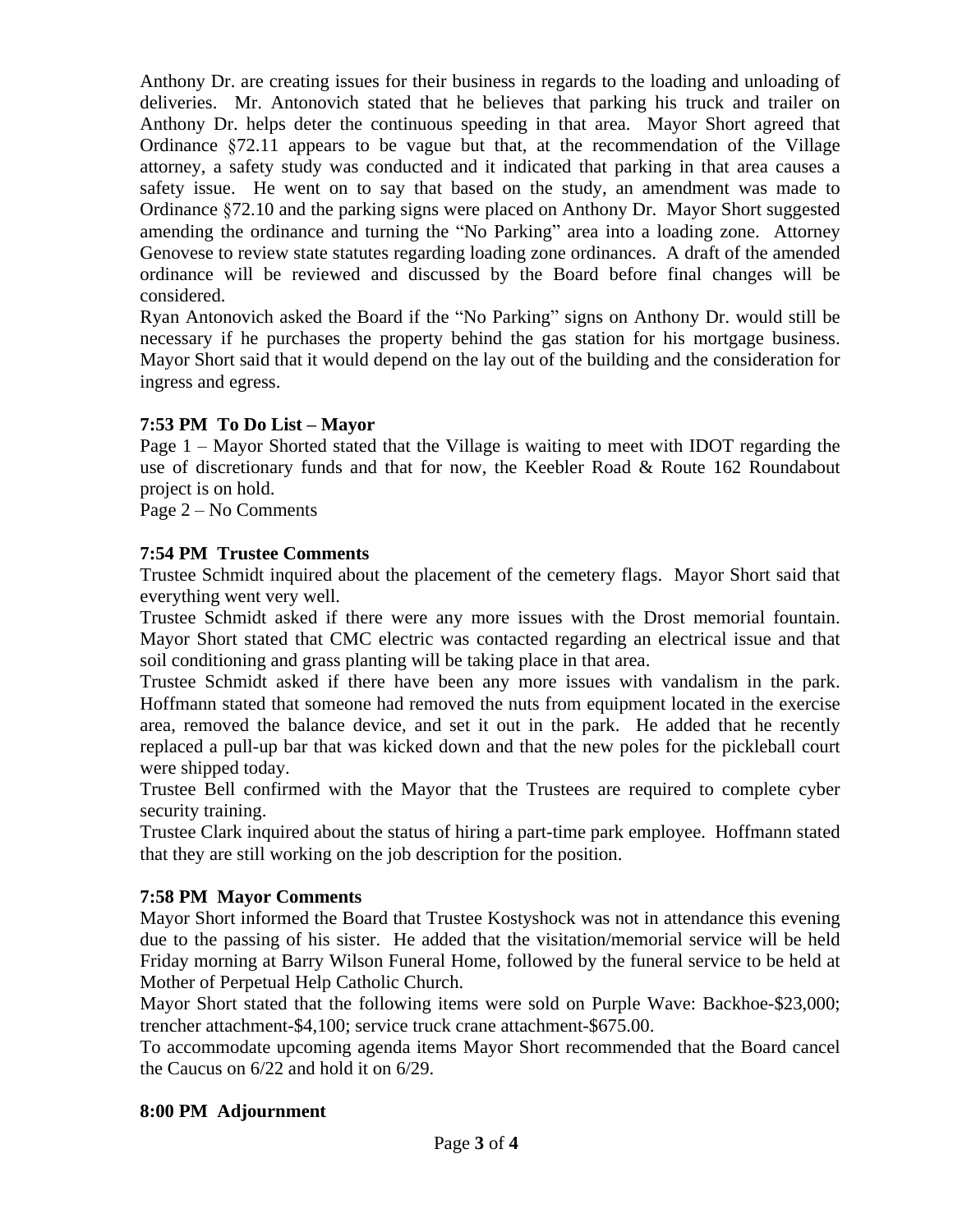Anthony Dr. are creating issues for their business in regards to the loading and unloading of deliveries. Mr. Antonovich stated that he believes that parking his truck and trailer on Anthony Dr. helps deter the continuous speeding in that area. Mayor Short agreed that Ordinance §72.11 appears to be vague but that, at the recommendation of the Village attorney, a safety study was conducted and it indicated that parking in that area causes a safety issue. He went on to say that based on the study, an amendment was made to Ordinance §72.10 and the parking signs were placed on Anthony Dr. Mayor Short suggested amending the ordinance and turning the "No Parking" area into a loading zone. Attorney Genovese to review state statutes regarding loading zone ordinances. A draft of the amended ordinance will be reviewed and discussed by the Board before final changes will be considered.

Ryan Antonovich asked the Board if the "No Parking" signs on Anthony Dr. would still be necessary if he purchases the property behind the gas station for his mortgage business. Mayor Short said that it would depend on the lay out of the building and the consideration for ingress and egress.

**7:53 PM To Do List – Mayor**

Page 1 – Mayor Shorted stated that the Village is waiting to meet with IDOT regarding the use of discretionary funds and that for now, the Keebler Road & Route 162 Roundabout project is on hold.

Page 2 – No Comments

**7:54 PM Trustee Comments**

Trustee Schmidt inquired about the placement of the cemetery flags. Mayor Short said that everything went very well.

Trustee Schmidt asked if there were any more issues with the Drost memorial fountain. Mayor Short stated that CMC electric was contacted regarding an electrical issue and that soil conditioning and grass planting will be taking place in that area.

Trustee Schmidt asked if there have been any more issues with vandalism in the park. Hoffmann stated that someone had removed the nuts from equipment located in the exercise area, removed the balance device, and set it out in the park. He added that he recently replaced a pull-up bar that was kicked down and that the new poles for the pickleball court were shipped today.

Trustee Bell confirmed with the Mayor that the Trustees are required to complete cyber security training.

Trustee Clark inquired about the status of hiring a part-time park employee. Hoffmann stated that they are still working on the job description for the position.

**7:58 PM Mayor Comments**

Mayor Short informed the Board that Trustee Kostyshock was not in attendance this evening due to the passing of his sister. He added that the visitation/memorial service will be held Friday morning at Barry Wilson Funeral Home, followed by the funeral service to be held at Mother of Perpetual Help Catholic Church.

Mayor Short stated that the following items were sold on Purple Wave: Backhoe-$23,000; trencher attachment-$4,100; service truck crane attachment-$675.00.

To accommodate upcoming agenda items Mayor Short recommended that the Board cancel the Caucus on 6/22 and hold it on 6/29.

**8:00 PM Adjournment**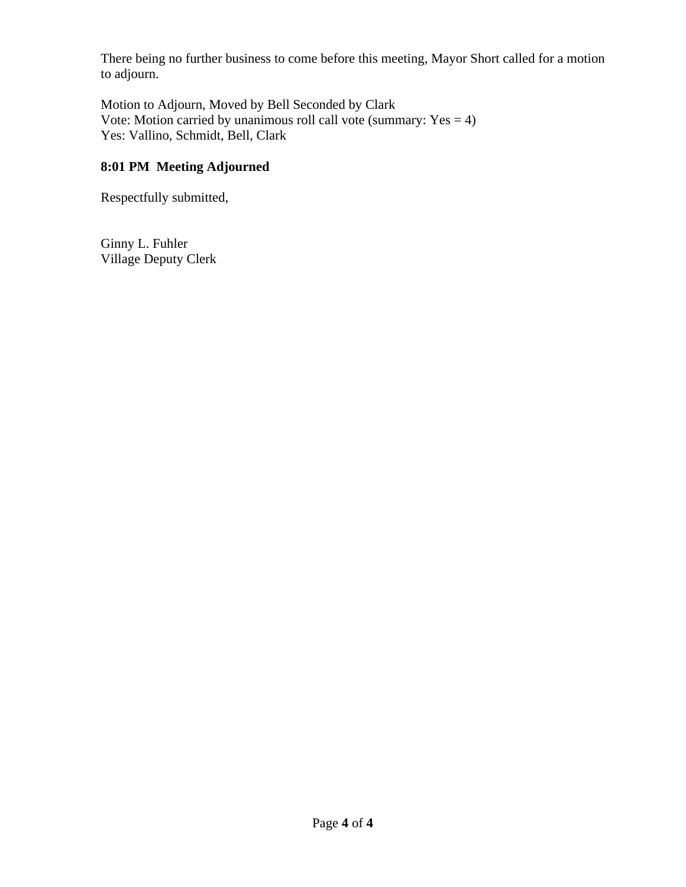There being no further business to come before this meeting, Mayor Short called for a motion to adjourn.

Motion to Adjourn, Moved by Bell Seconded by Clark
Vote: Motion carried by unanimous roll call vote (summary: Yes = 4)
Yes: Vallino, Schmidt, Bell, Clark

**8:01 PM Meeting Adjourned**

Respectfully submitted,

Ginny L. Fuhler
Village Deputy Clerk